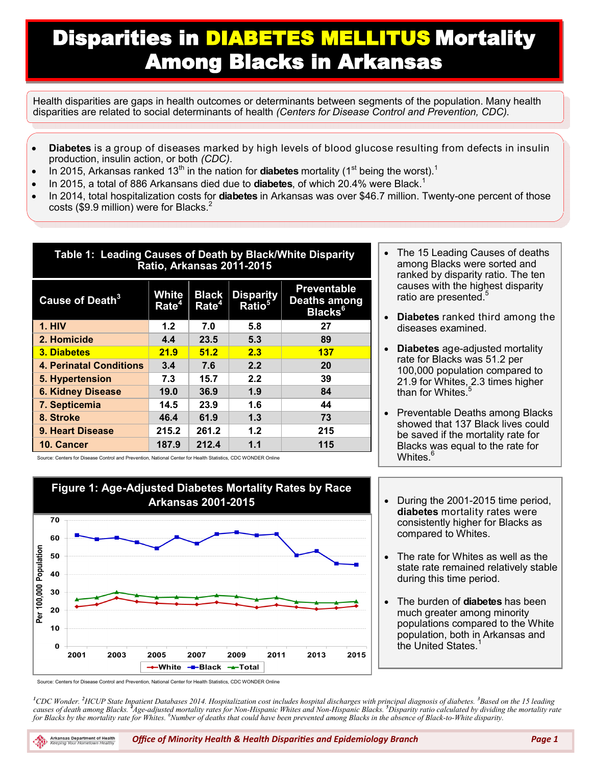# Disparities in DIABETES MELLITUS Mortality Among Blacks in Arkansas

Health disparities are gaps in health outcomes or determinants between segments of the population. Many health disparities are related to social determinants of health *(Centers for Disease Control and Prevention, CDC).*

- **Diabetes** is a group of diseases marked by high levels of blood glucose resulting from defects in insulin production, insulin action, or both *(CDC)*.
- In 2015, Arkansas ranked 13th in the nation for **diabetes** mortality (1st being the worst).[1]
- In 2015, a total of 886 Arkansans died due to **diabetes**, of which 20.4% were Black.[1]
- In 2014, total hospitalization costs for **diabetes** in Arkansas was over $46.7 million. Twenty-one percent of those costs ($9.9 million) were for Blacks.[2]

**Table 1: Leading Causes of Death by Black/White Disparity Ratio, Arkansas 2011-2015**

| Cause of Death[3] | White Rate[4] | Black Rate[4] | Disparity Ratio[5] | Preventable Deaths among Blacks[6] |
|---|---|---|---|---|
| 1. HIV | 1.2 | 7.0 | 5.8 | 27 |
| 2. Homicide | 4.4 | 23.5 | 5.3 | 89 |
| 3. Diabetes | 21.9 | 51.2 | 2.3 | 137 |
| 4. Perinatal Conditions | 3.4 | 7.6 | 2.2 | 20 |
| 5. Hypertension | 7.3 | 15.7 | 2.2 | 39 |
| 6. Kidney Disease | 19.0 | 36.9 | 1.9 | 84 |
| 7. Septicemia | 14.5 | 23.9 | 1.6 | 44 |
| 8. Stroke | 46.4 | 61.9 | 1.3 | 73 |
| 9. Heart Disease | 215.2 | 261.2 | 1.2 | 215 |
| 10. Cancer | 187.9 | 212.4 | 1.1 | 115 |

Source: Centers for Disease Control and Prevention, National Center for Health Statistics, CDC WONDER Online

- The 15 Leading Causes of deaths among Blacks were sorted and ranked by disparity ratio. The ten causes with the highest disparity ratio are presented.[5]
- **Diabetes** ranked third among the diseases examined.
- **Diabetes** age-adjusted mortality rate for Blacks was 51.2 per 100,000 population compared to 21.9 for Whites, 2.3 times higher than for Whites.[5]
- Preventable Deaths among Blacks showed that 137 Black lives could be saved if the mortality rate for Blacks was equal to the rate for Whites.[6]

**Figure 1: Age-Adjusted Diabetes Mortality Rates by Race Arkansas 2001-2015**

Source: Centers for Disease Control and Prevention, National Center for Health Statistics, CDC WONDER Online

- During the 2001-2015 time period, **diabetes** mortality rates were consistently higher for Blacks as compared to Whites.
- The rate for Whites as well as the state rate remained relatively stable during this time period.
- The burden of **diabetes** has been much greater among minority populations compared to the White population, both in Arkansas and the United States.[1]

*[1]CDC Wonder. [2]HCUP State Inpatient Databases 2014. Hospitalization cost includes hospital discharges with principal diagnosis of diabetes. [3]Based on the 15 leading causes of death among Blacks. [4]Age-adjusted mortality rates for Non-Hispanic Whites and Non-Hispanic Blacks. [5]Disparity ratio calculated by dividing the mortality rate for Blacks by the mortality rate for Whites. [6]Number of deaths that could have been prevented among Blacks in the absence of Black-to-White disparity.*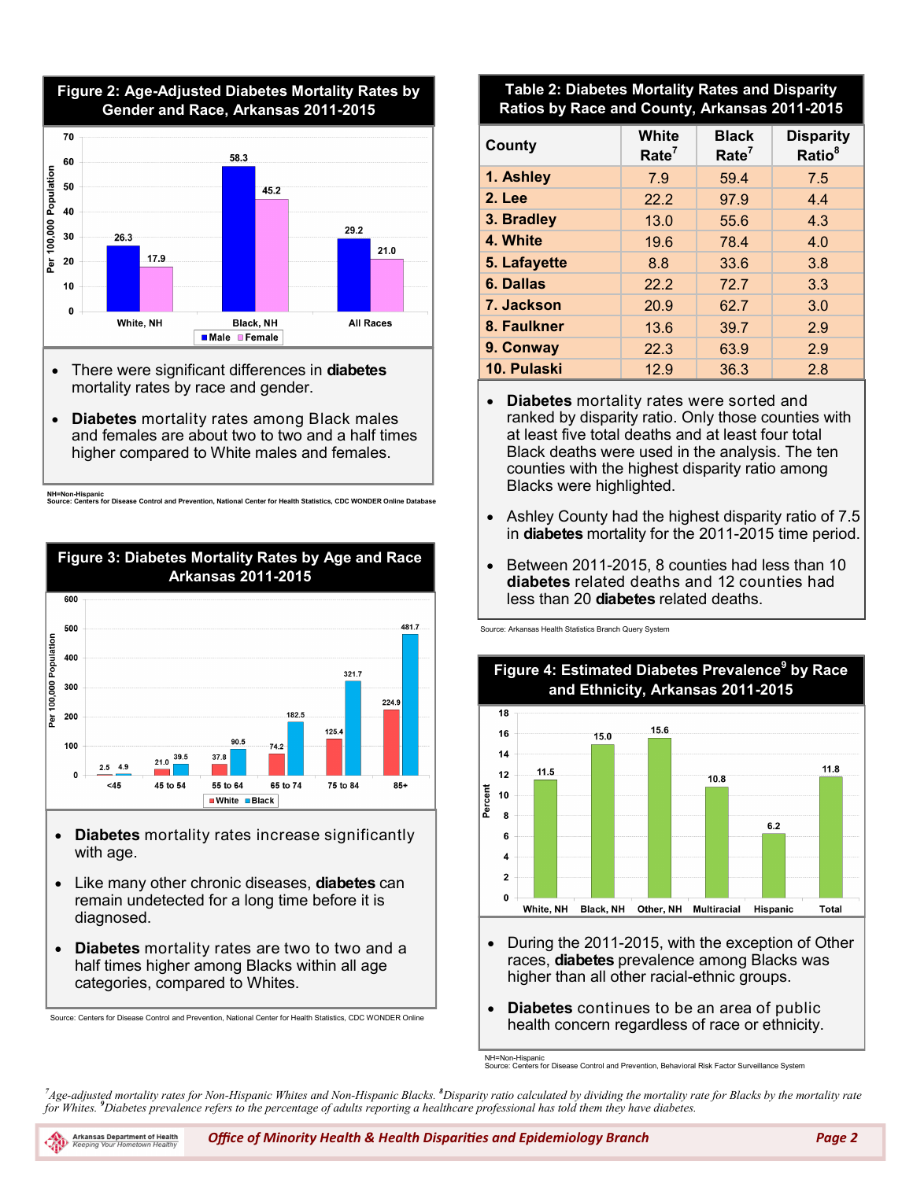## Figure 2: Age-Adjusted Diabetes Mortality Rates by Gender and Race, Arkansas 2011-2015

Per 100,000 Population

70
60
50
40
30
20
10
0

26.3
17.9
58.3
45.2
29.2
21.0

White, NH
Black, NH
All Races

Male
Female

- There were significant differences in **diabetes** mortality rates by race and gender.
- **Diabetes** mortality rates among Black males and females are about two to two and a half times higher compared to White males and females.

NH=Non-Hispanic
Source: Centers for Disease Control and Prevention, National Center for Health Statistics, CDC WONDER Online Database

## Figure 3: Diabetes Mortality Rates by Age and Race Arkansas 2011-2015

Per 100,000 Population

600
500
400
300
200
100
0

2.5
4.9
21.0
39.5
37.8
90.5
74.2
182.5
125.4
321.7
224.9
481.7

<45
45 to 54
55 to 64
65 to 74
75 to 84
85+

White
Black

- **Diabetes** mortality rates increase significantly with age.
- Like many other chronic diseases, **diabetes** can remain undetected for a long time before it is diagnosed.
- **Diabetes** mortality rates are two to two and a half times higher among Blacks within all age categories, compared to Whites.

Source: Centers for Disease Control and Prevention, National Center for Health Statistics, CDC WONDER Online

## Table 2: Diabetes Mortality Rates and Disparity Ratios by Race and County, Arkansas 2011-2015

| County | White Rate[7] | Black Rate[7] | Disparity Ratio[8] |
|---|---|---|---|
| 1. Ashley | 7.9 | 59.4 | 7.5 |
| 2. Lee | 22.2 | 97.9 | 4.4 |
| 3. Bradley | 13.0 | 55.6 | 4.3 |
| 4. White | 19.6 | 78.4 | 4.0 |
| 5. Lafayette | 8.8 | 33.6 | 3.8 |
| 6. Dallas | 22.2 | 72.7 | 3.3 |
| 7. Jackson | 20.9 | 62.7 | 3.0 |
| 8. Faulkner | 13.6 | 39.7 | 2.9 |
| 9. Conway | 22.3 | 63.9 | 2.9 |
| 10. Pulaski | 12.9 | 36.3 | 2.8 |

- **Diabetes** mortality rates were sorted and ranked by disparity ratio. Only those counties with at least five total deaths and at least four total Black deaths were used in the analysis. The ten counties with the highest disparity ratio among Blacks were highlighted.
- Ashley County had the highest disparity ratio of 7.5 in **diabetes** mortality for the 2011-2015 time period.
- Between 2011-2015, 8 counties had less than 10 **diabetes** related deaths and 12 counties had less than 20 **diabetes** related deaths.

Source: Arkansas Health Statistics Branch Query System

## Figure 4: Estimated Diabetes Prevalence[9] by Race and Ethnicity, Arkansas 2011-2015

Percent

18
16
14
12
10
8
6
4
2
0

11.5
15.0
15.6
10.8
6.2
11.8

White, NH
Black, NH
Other, NH
Multiracial
Hispanic
Total

- During the 2011-2015, with the exception of Other races, **diabetes** prevalence among Blacks was higher than all other racial-ethnic groups.
- **Diabetes** continues to be an area of public health concern regardless of race or ethnicity.

NH=Non-Hispanic
Source: Centers for Disease Control and Prevention, Behavioral Risk Factor Surveillance System

*[7]Age-adjusted mortality rates for Non-Hispanic Whites and Non-Hispanic Blacks. [8]Disparity ratio calculated by dividing the mortality rate for Blacks by the mortality rate for Whites. [9]Diabetes prevalence refers to the percentage of adults reporting a healthcare professional has told them they have diabetes.*

Arkansas Department of Health — Keeping Your Hometown Healthy

*Office of Minority Health & Health Disparities and Epidemiology Branch*